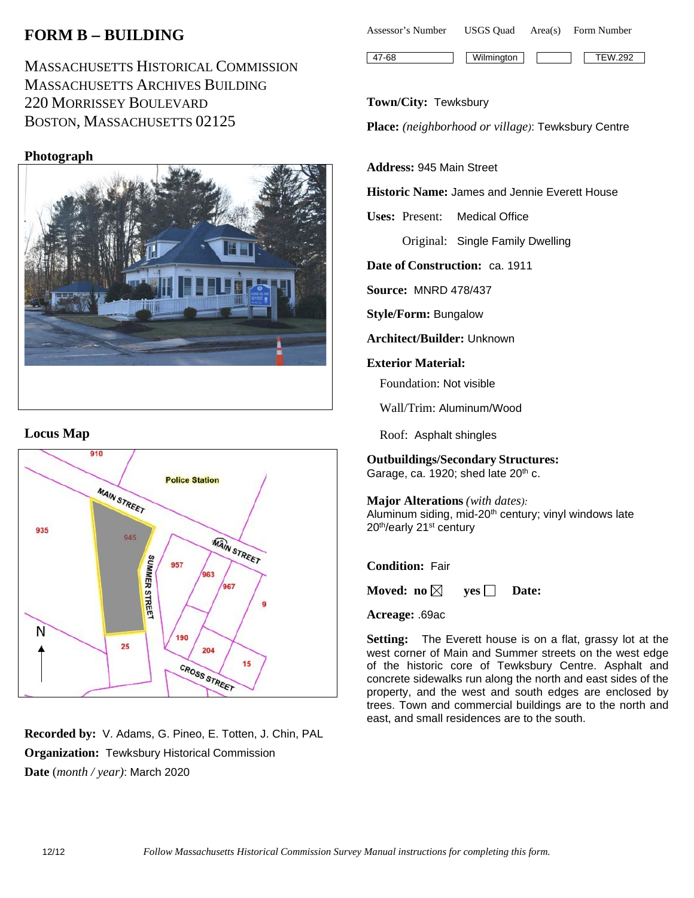# FORM B – BUILDING

MASSACHUSETTS HISTORICAL COMMISSION
MASSACHUSETTS ARCHIVES BUILDING
220 MORRISSEY BOULEVARD
BOSTON, MASSACHUSETTS 02125

| Assessor's Number | USGS Quad | Area(s) | Form Number |
|---|---|---|---|
| 47-68 | Wilmington | | TEW.292 |

**Town/City:** Tewksbury

**Place:** *(neighborhood or village)*: Tewksbury Centre

**Address:** 945 Main Street

**Historic Name:** James and Jennie Everett House

**Uses:** Present: Medical Office

Original: Single Family Dwelling

**Date of Construction:** ca. 1911

**Source:** MNRD 478/437

**Style/Form:** Bungalow

**Architect/Builder:** Unknown

**Exterior Material:**

Foundation: Not visible

Wall/Trim: Aluminum/Wood

Roof: Asphalt shingles

**Outbuildings/Secondary Structures:**
Garage, ca. 1920; shed late 20th c.

**Major Alterations** *(with dates)*:
Aluminum siding, mid-20th century; vinyl windows late 20th/early 21st century

**Condition:** Fair

**Moved:** no ☒ yes ☐ **Date:**

**Acreage:** .69ac

**Setting:** The Everett house is on a flat, grassy lot at the west corner of Main and Summer streets on the west edge of the historic core of Tewksbury Centre. Asphalt and concrete sidewalks run along the north and east sides of the property, and the west and south edges are enclosed by trees. Town and commercial buildings are to the north and east, and small residences are to the south.

## Photograph

## Locus Map

**Recorded by:** V. Adams, G. Pineo, E. Totten, J. Chin, PAL

**Organization:** Tewksbury Historical Commission

**Date** (*month / year*): March 2020

*Follow Massachusetts Historical Commission Survey Manual instructions for completing this form.*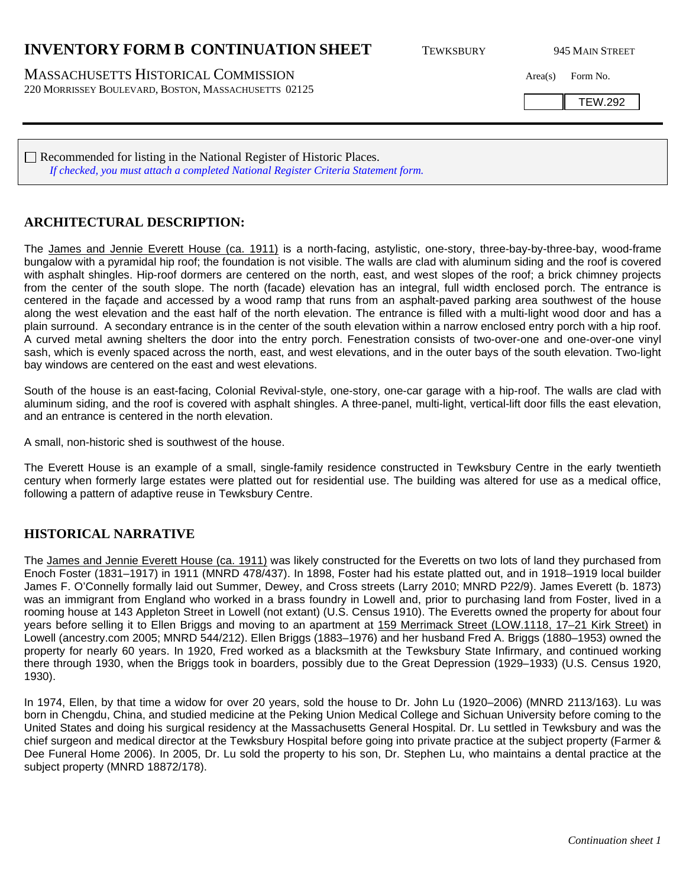# INVENTORY FORM B CONTINUATION SHEET

TEWKSBURY — 945 MAIN STREET

MASSACHUSETTS HISTORICAL COMMISSION
220 MORRISSEY BOULEVARD, BOSTON, MASSACHUSETTS 02125

| Area(s) | Form No. |
| --- | --- |
| | TEW.292 |

☐ Recommended for listing in the National Register of Historic Places.
*If checked, you must attach a completed National Register Criteria Statement form.*

## ARCHITECTURAL DESCRIPTION:

The James and Jennie Everett House (ca. 1911) is a north-facing, astylistic, one-story, three-bay-by-three-bay, wood-frame bungalow with a pyramidal hip roof; the foundation is not visible. The walls are clad with aluminum siding and the roof is covered with asphalt shingles. Hip-roof dormers are centered on the north, east, and west slopes of the roof; a brick chimney projects from the center of the south slope. The north (facade) elevation has an integral, full width enclosed porch. The entrance is centered in the façade and accessed by a wood ramp that runs from an asphalt-paved parking area southwest of the house along the west elevation and the east half of the north elevation. The entrance is filled with a multi-light wood door and has a plain surround. A secondary entrance is in the center of the south elevation within a narrow enclosed entry porch with a hip roof. A curved metal awning shelters the door into the entry porch. Fenestration consists of two-over-one and one-over-one vinyl sash, which is evenly spaced across the north, east, and west elevations, and in the outer bays of the south elevation. Two-light bay windows are centered on the east and west elevations.

South of the house is an east-facing, Colonial Revival-style, one-story, one-car garage with a hip-roof. The walls are clad with aluminum siding, and the roof is covered with asphalt shingles. A three-panel, multi-light, vertical-lift door fills the east elevation, and an entrance is centered in the north elevation.

A small, non-historic shed is southwest of the house.

The Everett House is an example of a small, single-family residence constructed in Tewksbury Centre in the early twentieth century when formerly large estates were platted out for residential use. The building was altered for use as a medical office, following a pattern of adaptive reuse in Tewksbury Centre.

## HISTORICAL NARRATIVE

The James and Jennie Everett House (ca. 1911) was likely constructed for the Everetts on two lots of land they purchased from Enoch Foster (1831–1917) in 1911 (MNRD 478/437). In 1898, Foster had his estate platted out, and in 1918–1919 local builder James F. O'Connelly formally laid out Summer, Dewey, and Cross streets (Larry 2010; MNRD P22/9). James Everett (b. 1873) was an immigrant from England who worked in a brass foundry in Lowell and, prior to purchasing land from Foster, lived in a rooming house at 143 Appleton Street in Lowell (not extant) (U.S. Census 1910). The Everetts owned the property for about four years before selling it to Ellen Briggs and moving to an apartment at 159 Merrimack Street (LOW.1118, 17–21 Kirk Street) in Lowell (ancestry.com 2005; MNRD 544/212). Ellen Briggs (1883–1976) and her husband Fred A. Briggs (1880–1953) owned the property for nearly 60 years. In 1920, Fred worked as a blacksmith at the Tewksbury State Infirmary, and continued working there through 1930, when the Briggs took in boarders, possibly due to the Great Depression (1929–1933) (U.S. Census 1920, 1930).

In 1974, Ellen, by that time a widow for over 20 years, sold the house to Dr. John Lu (1920–2006) (MNRD 2113/163). Lu was born in Chengdu, China, and studied medicine at the Peking Union Medical College and Sichuan University before coming to the United States and doing his surgical residency at the Massachusetts General Hospital. Dr. Lu settled in Tewksbury and was the chief surgeon and medical director at the Tewksbury Hospital before going into private practice at the subject property (Farmer & Dee Funeral Home 2006). In 2005, Dr. Lu sold the property to his son, Dr. Stephen Lu, who maintains a dental practice at the subject property (MNRD 18872/178).

*Continuation sheet 1*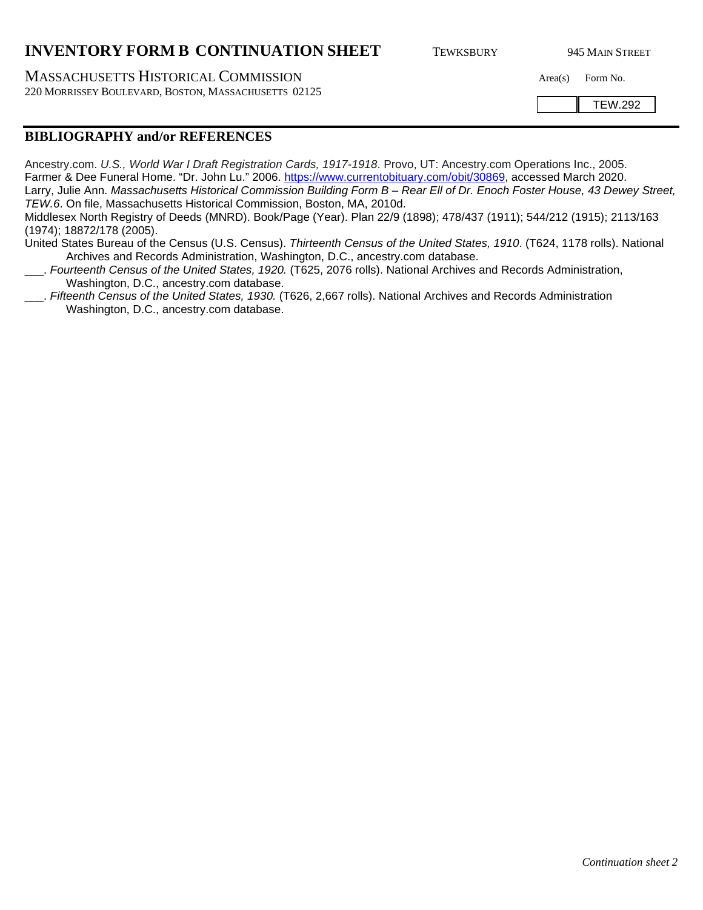## BIBLIOGRAPHY and/or REFERENCES

Ancestry.com. *U.S., World War I Draft Registration Cards, 1917-1918*. Provo, UT: Ancestry.com Operations Inc., 2005.

Farmer & Dee Funeral Home. "Dr. John Lu." 2006. https://www.currentobituary.com/obit/30869, accessed March 2020.

Larry, Julie Ann. *Massachusetts Historical Commission Building Form B – Rear Ell of Dr. Enoch Foster House, 43 Dewey Street, TEW.6*. On file, Massachusetts Historical Commission, Boston, MA, 2010d.

Middlesex North Registry of Deeds (MNRD). Book/Page (Year). Plan 22/9 (1898); 478/437 (1911); 544/212 (1915); 2113/163 (1974); 18872/178 (2005).

United States Bureau of the Census (U.S. Census). *Thirteenth Census of the United States, 1910*. (T624, 1178 rolls). National Archives and Records Administration, Washington, D.C., ancestry.com database.

___. *Fourteenth Census of the United States, 1920.* (T625, 2076 rolls). National Archives and Records Administration, Washington, D.C., ancestry.com database.

___. *Fifteenth Census of the United States, 1930.* (T626, 2,667 rolls). National Archives and Records Administration Washington, D.C., ancestry.com database.